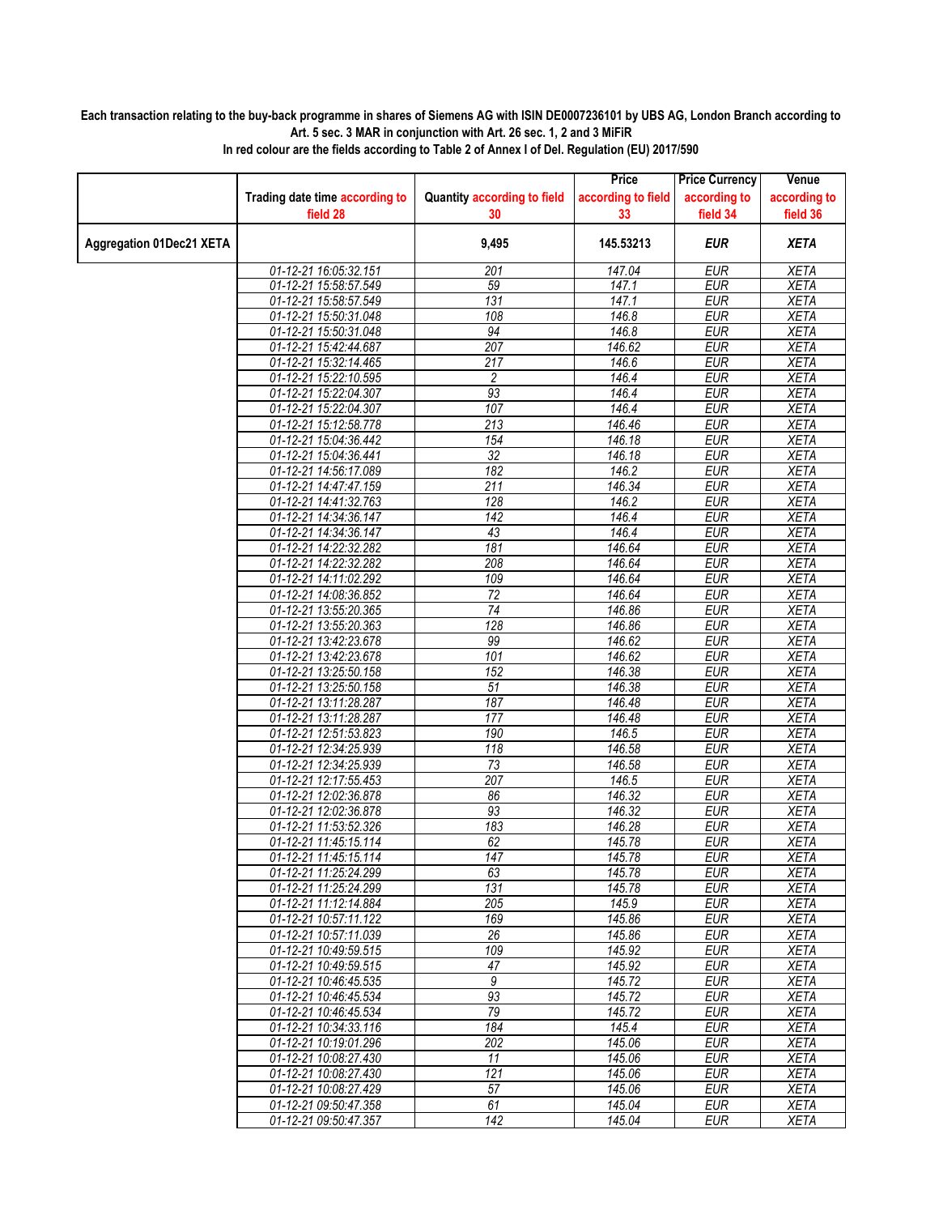**Each transaction relating to the buy-back programme in shares of Siemens AG with ISIN DE0007236101 by UBS AG, London Branch according to Art. 5 sec. 3 MAR in conjunction with Art. 26 sec. 1, 2 and 3 MiFiR**
**In red colour are the fields according to Table 2 of Annex I of Del. Regulation (EU) 2017/590**

| | Trading date time according to field 28 | Quantity according to field 30 | Price according to field 33 | Price Currency according to field 34 | Venue according to field 36 |
|---|---|---|---|---|---|
| **Aggregation 01Dec21 XETA** | | **9,495** | **145.53213** | ***EUR*** | ***XETA*** |
| | 01-12-21 16:05:32.151 | 201 | 147.04 | EUR | XETA |
| | 01-12-21 15:58:57.549 | 59 | 147.1 | EUR | XETA |
| | 01-12-21 15:58:57.549 | 131 | 147.1 | EUR | XETA |
| | 01-12-21 15:50:31.048 | 108 | 146.8 | EUR | XETA |
| | 01-12-21 15:50:31.048 | 94 | 146.8 | EUR | XETA |
| | 01-12-21 15:42:44.687 | 207 | 146.62 | EUR | XETA |
| | 01-12-21 15:32:14.465 | 217 | 146.6 | EUR | XETA |
| | 01-12-21 15:22:10.595 | 2 | 146.4 | EUR | XETA |
| | 01-12-21 15:22:04.307 | 93 | 146.4 | EUR | XETA |
| | 01-12-21 15:22:04.307 | 107 | 146.4 | EUR | XETA |
| | 01-12-21 15:12:58.778 | 213 | 146.46 | EUR | XETA |
| | 01-12-21 15:04:36.442 | 154 | 146.18 | EUR | XETA |
| | 01-12-21 15:04:36.441 | 32 | 146.18 | EUR | XETA |
| | 01-12-21 14:56:17.089 | 182 | 146.2 | EUR | XETA |
| | 01-12-21 14:47:47.159 | 211 | 146.34 | EUR | XETA |
| | 01-12-21 14:41:32.763 | 128 | 146.2 | EUR | XETA |
| | 01-12-21 14:34:36.147 | 142 | 146.4 | EUR | XETA |
| | 01-12-21 14:34:36.147 | 43 | 146.4 | EUR | XETA |
| | 01-12-21 14:22:32.282 | 181 | 146.64 | EUR | XETA |
| | 01-12-21 14:22:32.282 | 208 | 146.64 | EUR | XETA |
| | 01-12-21 14:11:02.292 | 109 | 146.64 | EUR | XETA |
| | 01-12-21 14:08:36.852 | 72 | 146.64 | EUR | XETA |
| | 01-12-21 13:55:20.365 | 74 | 146.86 | EUR | XETA |
| | 01-12-21 13:55:20.363 | 128 | 146.86 | EUR | XETA |
| | 01-12-21 13:42:23.678 | 99 | 146.62 | EUR | XETA |
| | 01-12-21 13:42:23.678 | 101 | 146.62 | EUR | XETA |
| | 01-12-21 13:25:50.158 | 152 | 146.38 | EUR | XETA |
| | 01-12-21 13:25:50.158 | 51 | 146.38 | EUR | XETA |
| | 01-12-21 13:11:28.287 | 187 | 146.48 | EUR | XETA |
| | 01-12-21 13:11:28.287 | 177 | 146.48 | EUR | XETA |
| | 01-12-21 12:51:53.823 | 190 | 146.5 | EUR | XETA |
| | 01-12-21 12:34:25.939 | 118 | 146.58 | EUR | XETA |
| | 01-12-21 12:34:25.939 | 73 | 146.58 | EUR | XETA |
| | 01-12-21 12:17:55.453 | 207 | 146.5 | EUR | XETA |
| | 01-12-21 12:02:36.878 | 86 | 146.32 | EUR | XETA |
| | 01-12-21 12:02:36.878 | 93 | 146.32 | EUR | XETA |
| | 01-12-21 11:53:52.326 | 183 | 146.28 | EUR | XETA |
| | 01-12-21 11:45:15.114 | 62 | 145.78 | EUR | XETA |
| | 01-12-21 11:45:15.114 | 147 | 145.78 | EUR | XETA |
| | 01-12-21 11:25:24.299 | 63 | 145.78 | EUR | XETA |
| | 01-12-21 11:25:24.299 | 131 | 145.78 | EUR | XETA |
| | 01-12-21 11:12:14.884 | 205 | 145.9 | EUR | XETA |
| | 01-12-21 10:57:11.122 | 169 | 145.86 | EUR | XETA |
| | 01-12-21 10:57:11.039 | 26 | 145.86 | EUR | XETA |
| | 01-12-21 10:49:59.515 | 109 | 145.92 | EUR | XETA |
| | 01-12-21 10:49:59.515 | 47 | 145.92 | EUR | XETA |
| | 01-12-21 10:46:45.535 | 9 | 145.72 | EUR | XETA |
| | 01-12-21 10:46:45.534 | 93 | 145.72 | EUR | XETA |
| | 01-12-21 10:46:45.534 | 79 | 145.72 | EUR | XETA |
| | 01-12-21 10:34:33.116 | 184 | 145.4 | EUR | XETA |
| | 01-12-21 10:19:01.296 | 202 | 145.06 | EUR | XETA |
| | 01-12-21 10:08:27.430 | 11 | 145.06 | EUR | XETA |
| | 01-12-21 10:08:27.430 | 121 | 145.06 | EUR | XETA |
| | 01-12-21 10:08:27.429 | 57 | 145.06 | EUR | XETA |
| | 01-12-21 09:50:47.358 | 61 | 145.04 | EUR | XETA |
| | 01-12-21 09:50:47.357 | 142 | 145.04 | EUR | XETA |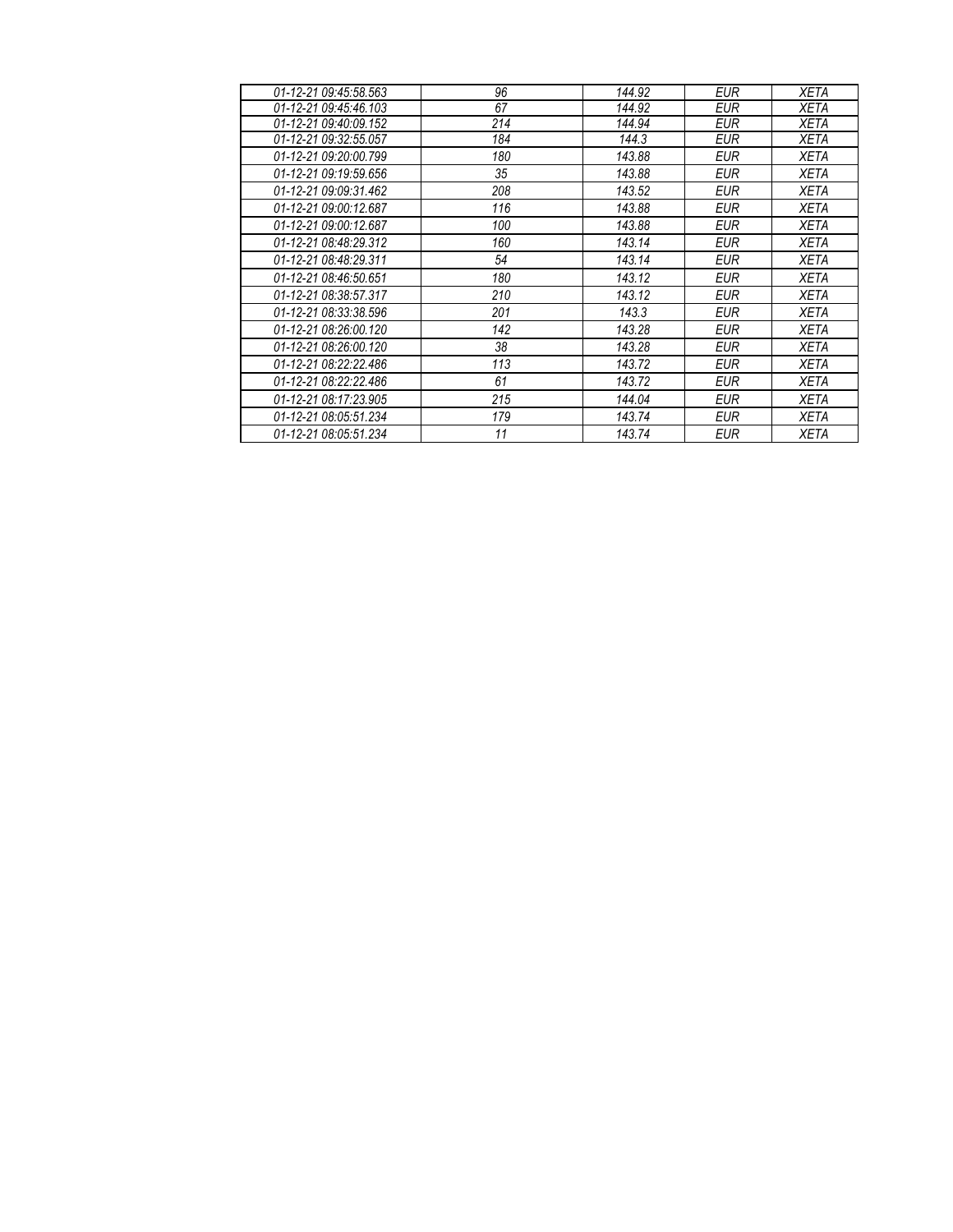| | | | | |
|---|---|---|---|---|
| *01-12-21 09:45:58.563* | *96* | *144.92* | *EUR* | *XETA* |
| *01-12-21 09:45:46.103* | *67* | *144.92* | *EUR* | *XETA* |
| *01-12-21 09:40:09.152* | *214* | *144.94* | *EUR* | *XETA* |
| *01-12-21 09:32:55.057* | *184* | *144.3* | *EUR* | *XETA* |
| *01-12-21 09:20:00.799* | *180* | *143.88* | *EUR* | *XETA* |
| *01-12-21 09:19:59.656* | *35* | *143.88* | *EUR* | *XETA* |
| *01-12-21 09:09:31.462* | *208* | *143.52* | *EUR* | *XETA* |
| *01-12-21 09:00:12.687* | *116* | *143.88* | *EUR* | *XETA* |
| *01-12-21 09:00:12.687* | *100* | *143.88* | *EUR* | *XETA* |
| *01-12-21 08:48:29.312* | *160* | *143.14* | *EUR* | *XETA* |
| *01-12-21 08:48:29.311* | *54* | *143.14* | *EUR* | *XETA* |
| *01-12-21 08:46:50.651* | *180* | *143.12* | *EUR* | *XETA* |
| *01-12-21 08:38:57.317* | *210* | *143.12* | *EUR* | *XETA* |
| *01-12-21 08:33:38.596* | *201* | *143.3* | *EUR* | *XETA* |
| *01-12-21 08:26:00.120* | *142* | *143.28* | *EUR* | *XETA* |
| *01-12-21 08:26:00.120* | *38* | *143.28* | *EUR* | *XETA* |
| *01-12-21 08:22:22.486* | *113* | *143.72* | *EUR* | *XETA* |
| *01-12-21 08:22:22.486* | *61* | *143.72* | *EUR* | *XETA* |
| *01-12-21 08:17:23.905* | *215* | *144.04* | *EUR* | *XETA* |
| *01-12-21 08:05:51.234* | *179* | *143.74* | *EUR* | *XETA* |
| *01-12-21 08:05:51.234* | *11* | *143.74* | *EUR* | *XETA* |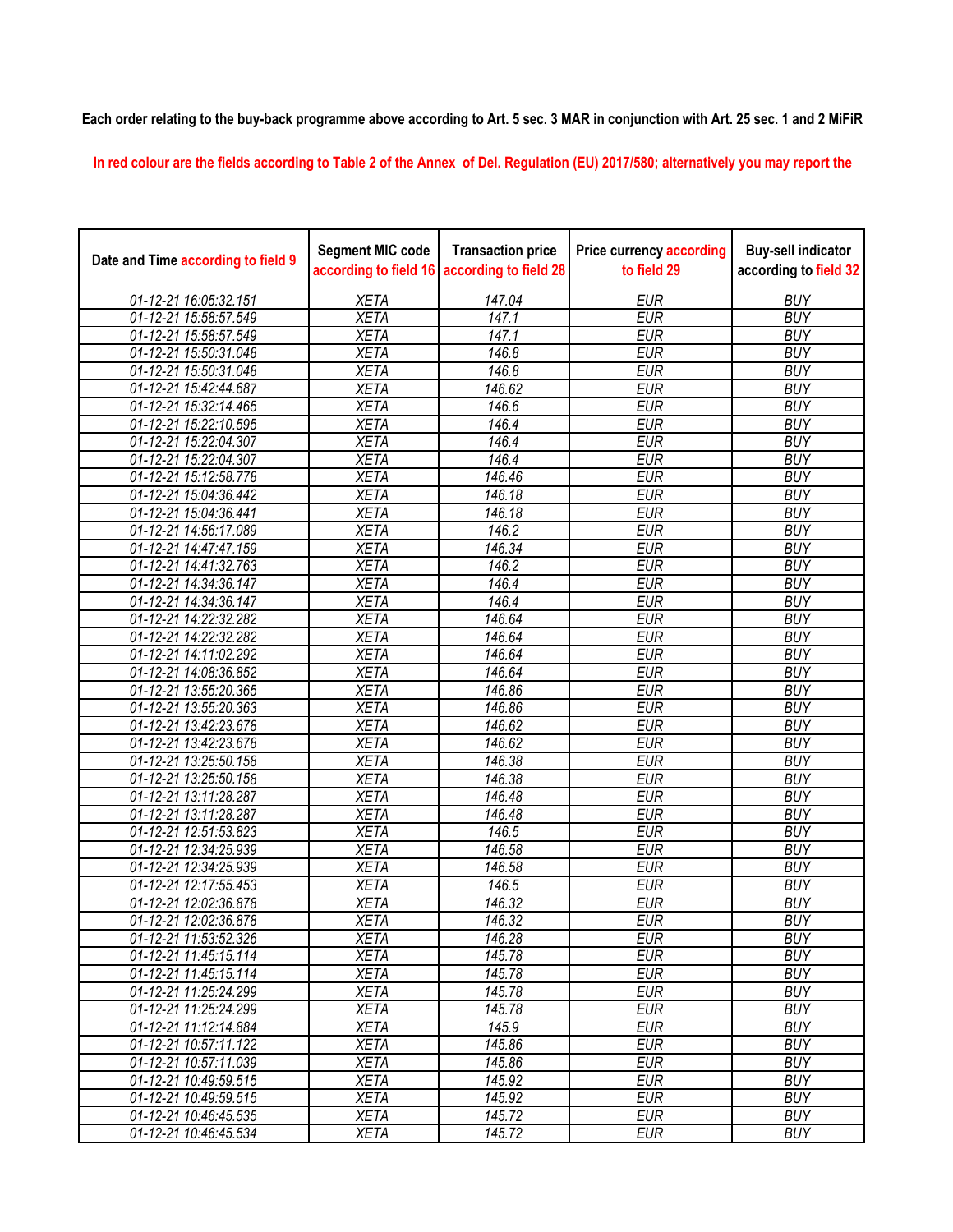**Each order relating to the buy-back programme above according to Art. 5 sec. 3 MAR in conjunction with Art. 25 sec. 1 and 2 MiFiR**

**In red colour are the fields according to Table 2 of the Annex of Del. Regulation (EU) 2017/580; alternatively you may report the**

| Date and Time according to field 9 | Segment MIC code according to field 16 | Transaction price according to field 28 | Price currency according to field 29 | Buy-sell indicator according to field 32 |
|---|---|---|---|---|
| 01-12-21 16:05:32.151 | XETA | 147.04 | EUR | BUY |
| 01-12-21 15:58:57.549 | XETA | 147.1 | EUR | BUY |
| 01-12-21 15:58:57.549 | XETA | 147.1 | EUR | BUY |
| 01-12-21 15:50:31.048 | XETA | 146.8 | EUR | BUY |
| 01-12-21 15:50:31.048 | XETA | 146.8 | EUR | BUY |
| 01-12-21 15:42:44.687 | XETA | 146.62 | EUR | BUY |
| 01-12-21 15:32:14.465 | XETA | 146.6 | EUR | BUY |
| 01-12-21 15:22:10.595 | XETA | 146.4 | EUR | BUY |
| 01-12-21 15:22:04.307 | XETA | 146.4 | EUR | BUY |
| 01-12-21 15:22:04.307 | XETA | 146.4 | EUR | BUY |
| 01-12-21 15:12:58.778 | XETA | 146.46 | EUR | BUY |
| 01-12-21 15:04:36.442 | XETA | 146.18 | EUR | BUY |
| 01-12-21 15:04:36.441 | XETA | 146.18 | EUR | BUY |
| 01-12-21 14:56:17.089 | XETA | 146.2 | EUR | BUY |
| 01-12-21 14:47:47.159 | XETA | 146.34 | EUR | BUY |
| 01-12-21 14:41:32.763 | XETA | 146.2 | EUR | BUY |
| 01-12-21 14:34:36.147 | XETA | 146.4 | EUR | BUY |
| 01-12-21 14:34:36.147 | XETA | 146.4 | EUR | BUY |
| 01-12-21 14:22:32.282 | XETA | 146.64 | EUR | BUY |
| 01-12-21 14:22:32.282 | XETA | 146.64 | EUR | BUY |
| 01-12-21 14:11:02.292 | XETA | 146.64 | EUR | BUY |
| 01-12-21 14:08:36.852 | XETA | 146.64 | EUR | BUY |
| 01-12-21 13:55:20.365 | XETA | 146.86 | EUR | BUY |
| 01-12-21 13:55:20.363 | XETA | 146.86 | EUR | BUY |
| 01-12-21 13:42:23.678 | XETA | 146.62 | EUR | BUY |
| 01-12-21 13:42:23.678 | XETA | 146.62 | EUR | BUY |
| 01-12-21 13:25:50.158 | XETA | 146.38 | EUR | BUY |
| 01-12-21 13:25:50.158 | XETA | 146.38 | EUR | BUY |
| 01-12-21 13:11:28.287 | XETA | 146.48 | EUR | BUY |
| 01-12-21 13:11:28.287 | XETA | 146.48 | EUR | BUY |
| 01-12-21 12:51:53.823 | XETA | 146.5 | EUR | BUY |
| 01-12-21 12:34:25.939 | XETA | 146.58 | EUR | BUY |
| 01-12-21 12:34:25.939 | XETA | 146.58 | EUR | BUY |
| 01-12-21 12:17:55.453 | XETA | 146.5 | EUR | BUY |
| 01-12-21 12:02:36.878 | XETA | 146.32 | EUR | BUY |
| 01-12-21 12:02:36.878 | XETA | 146.32 | EUR | BUY |
| 01-12-21 11:53:52.326 | XETA | 146.28 | EUR | BUY |
| 01-12-21 11:45:15.114 | XETA | 145.78 | EUR | BUY |
| 01-12-21 11:45:15.114 | XETA | 145.78 | EUR | BUY |
| 01-12-21 11:25:24.299 | XETA | 145.78 | EUR | BUY |
| 01-12-21 11:25:24.299 | XETA | 145.78 | EUR | BUY |
| 01-12-21 11:12:14.884 | XETA | 145.9 | EUR | BUY |
| 01-12-21 10:57:11.122 | XETA | 145.86 | EUR | BUY |
| 01-12-21 10:57:11.039 | XETA | 145.86 | EUR | BUY |
| 01-12-21 10:49:59.515 | XETA | 145.92 | EUR | BUY |
| 01-12-21 10:49:59.515 | XETA | 145.92 | EUR | BUY |
| 01-12-21 10:46:45.535 | XETA | 145.72 | EUR | BUY |
| 01-12-21 10:46:45.534 | XETA | 145.72 | EUR | BUY |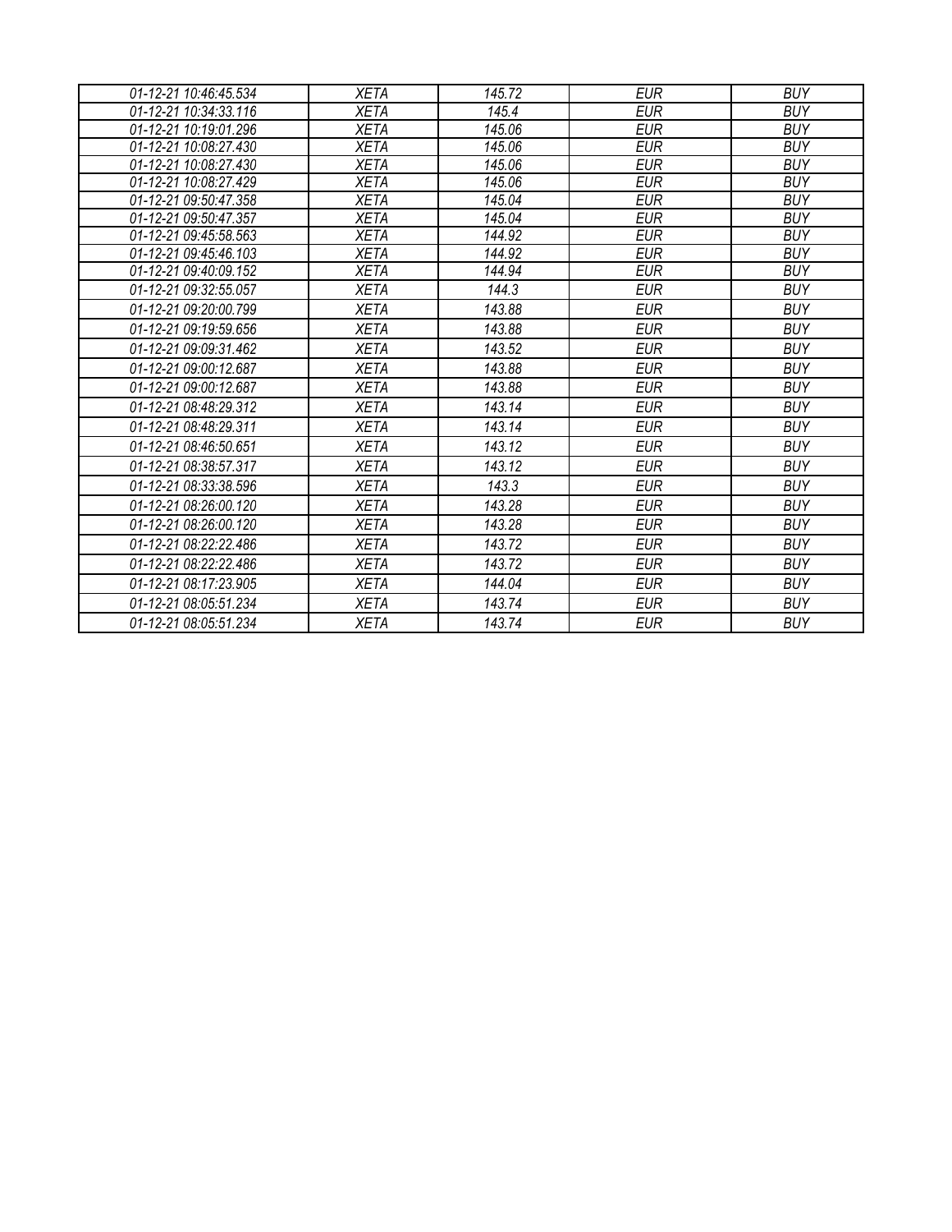| | | | | |
|---|---|---|---|---|
| *01-12-21 10:46:45.534* | *XETA* | *145.72* | *EUR* | *BUY* |
| *01-12-21 10:34:33.116* | *XETA* | *145.4* | *EUR* | *BUY* |
| *01-12-21 10:19:01.296* | *XETA* | *145.06* | *EUR* | *BUY* |
| *01-12-21 10:08:27.430* | *XETA* | *145.06* | *EUR* | *BUY* |
| *01-12-21 10:08:27.430* | *XETA* | *145.06* | *EUR* | *BUY* |
| *01-12-21 10:08:27.429* | *XETA* | *145.06* | *EUR* | *BUY* |
| *01-12-21 09:50:47.358* | *XETA* | *145.04* | *EUR* | *BUY* |
| *01-12-21 09:50:47.357* | *XETA* | *145.04* | *EUR* | *BUY* |
| *01-12-21 09:45:58.563* | *XETA* | *144.92* | *EUR* | *BUY* |
| *01-12-21 09:45:46.103* | *XETA* | *144.92* | *EUR* | *BUY* |
| *01-12-21 09:40:09.152* | *XETA* | *144.94* | *EUR* | *BUY* |
| *01-12-21 09:32:55.057* | *XETA* | *144.3* | *EUR* | *BUY* |
| *01-12-21 09:20:00.799* | *XETA* | *143.88* | *EUR* | *BUY* |
| *01-12-21 09:19:59.656* | *XETA* | *143.88* | *EUR* | *BUY* |
| *01-12-21 09:09:31.462* | *XETA* | *143.52* | *EUR* | *BUY* |
| *01-12-21 09:00:12.687* | *XETA* | *143.88* | *EUR* | *BUY* |
| *01-12-21 09:00:12.687* | *XETA* | *143.88* | *EUR* | *BUY* |
| *01-12-21 08:48:29.312* | *XETA* | *143.14* | *EUR* | *BUY* |
| *01-12-21 08:48:29.311* | *XETA* | *143.14* | *EUR* | *BUY* |
| *01-12-21 08:46:50.651* | *XETA* | *143.12* | *EUR* | *BUY* |
| *01-12-21 08:38:57.317* | *XETA* | *143.12* | *EUR* | *BUY* |
| *01-12-21 08:33:38.596* | *XETA* | *143.3* | *EUR* | *BUY* |
| *01-12-21 08:26:00.120* | *XETA* | *143.28* | *EUR* | *BUY* |
| *01-12-21 08:26:00.120* | *XETA* | *143.28* | *EUR* | *BUY* |
| *01-12-21 08:22:22.486* | *XETA* | *143.72* | *EUR* | *BUY* |
| *01-12-21 08:22:22.486* | *XETA* | *143.72* | *EUR* | *BUY* |
| *01-12-21 08:17:23.905* | *XETA* | *144.04* | *EUR* | *BUY* |
| *01-12-21 08:05:51.234* | *XETA* | *143.74* | *EUR* | *BUY* |
| *01-12-21 08:05:51.234* | *XETA* | *143.74* | *EUR* | *BUY* |